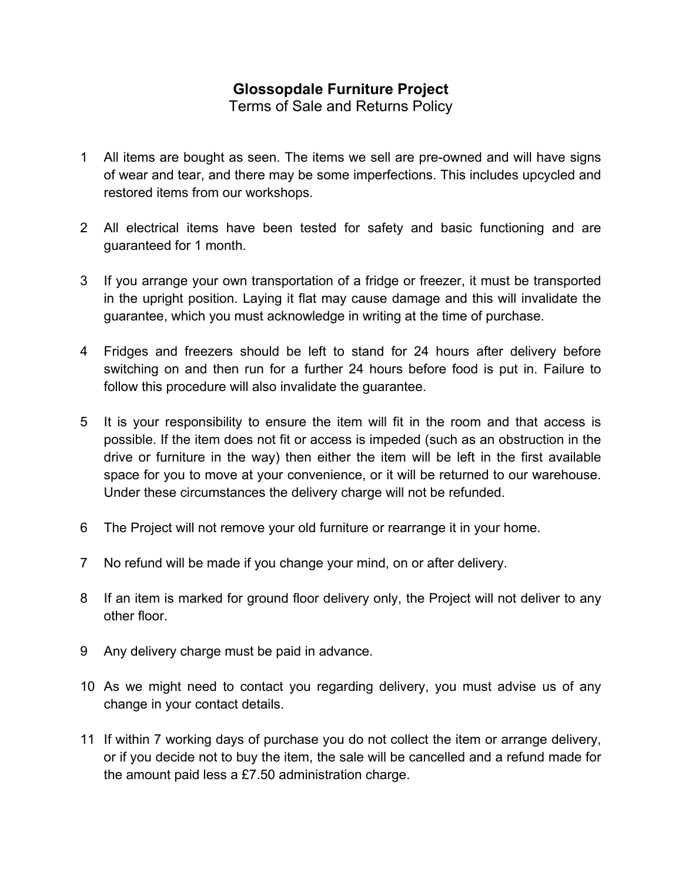# Glossopdale Furniture Project

Terms of Sale and Returns Policy

1. All items are bought as seen. The items we sell are pre-owned and will have signs of wear and tear, and there may be some imperfections. This includes upcycled and restored items from our workshops.

2. All electrical items have been tested for safety and basic functioning and are guaranteed for 1 month.

3. If you arrange your own transportation of a fridge or freezer, it must be transported in the upright position. Laying it flat may cause damage and this will invalidate the guarantee, which you must acknowledge in writing at the time of purchase.

4. Fridges and freezers should be left to stand for 24 hours after delivery before switching on and then run for a further 24 hours before food is put in. Failure to follow this procedure will also invalidate the guarantee.

5. It is your responsibility to ensure the item will fit in the room and that access is possible. If the item does not fit or access is impeded (such as an obstruction in the drive or furniture in the way) then either the item will be left in the first available space for you to move at your convenience, or it will be returned to our warehouse. Under these circumstances the delivery charge will not be refunded.

6. The Project will not remove your old furniture or rearrange it in your home.

7. No refund will be made if you change your mind, on or after delivery.

8. If an item is marked for ground floor delivery only, the Project will not deliver to any other floor.

9. Any delivery charge must be paid in advance.

10. As we might need to contact you regarding delivery, you must advise us of any change in your contact details.

11. If within 7 working days of purchase you do not collect the item or arrange delivery, or if you decide not to buy the item, the sale will be cancelled and a refund made for the amount paid less a £7.50 administration charge.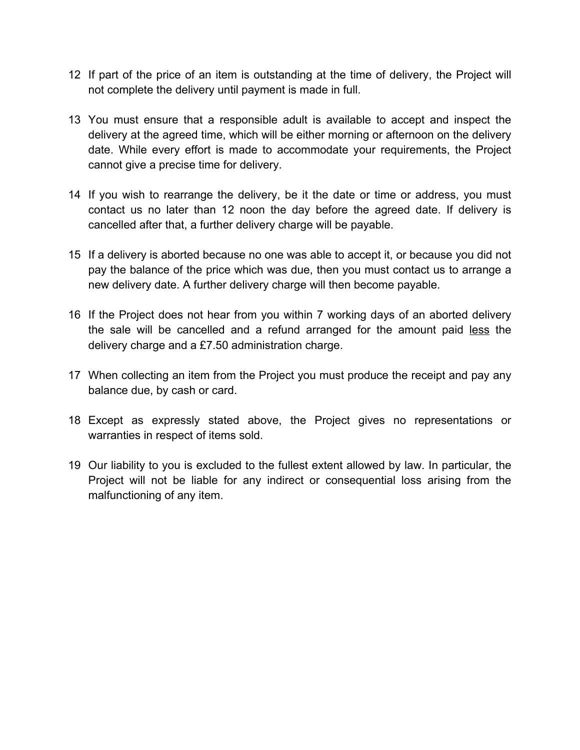12. If part of the price of an item is outstanding at the time of delivery, the Project will not complete the delivery until payment is made in full.

13. You must ensure that a responsible adult is available to accept and inspect the delivery at the agreed time, which will be either morning or afternoon on the delivery date. While every effort is made to accommodate your requirements, the Project cannot give a precise time for delivery.

14. If you wish to rearrange the delivery, be it the date or time or address, you must contact us no later than 12 noon the day before the agreed date. If delivery is cancelled after that, a further delivery charge will be payable.

15. If a delivery is aborted because no one was able to accept it, or because you did not pay the balance of the price which was due, then you must contact us to arrange a new delivery date. A further delivery charge will then become payable.

16. If the Project does not hear from you within 7 working days of an aborted delivery the sale will be cancelled and a refund arranged for the amount paid <u>less</u> the delivery charge and a £7.50 administration charge.

17. When collecting an item from the Project you must produce the receipt and pay any balance due, by cash or card.

18. Except as expressly stated above, the Project gives no representations or warranties in respect of items sold.

19. Our liability to you is excluded to the fullest extent allowed by law. In particular, the Project will not be liable for any indirect or consequential loss arising from the malfunctioning of any item.